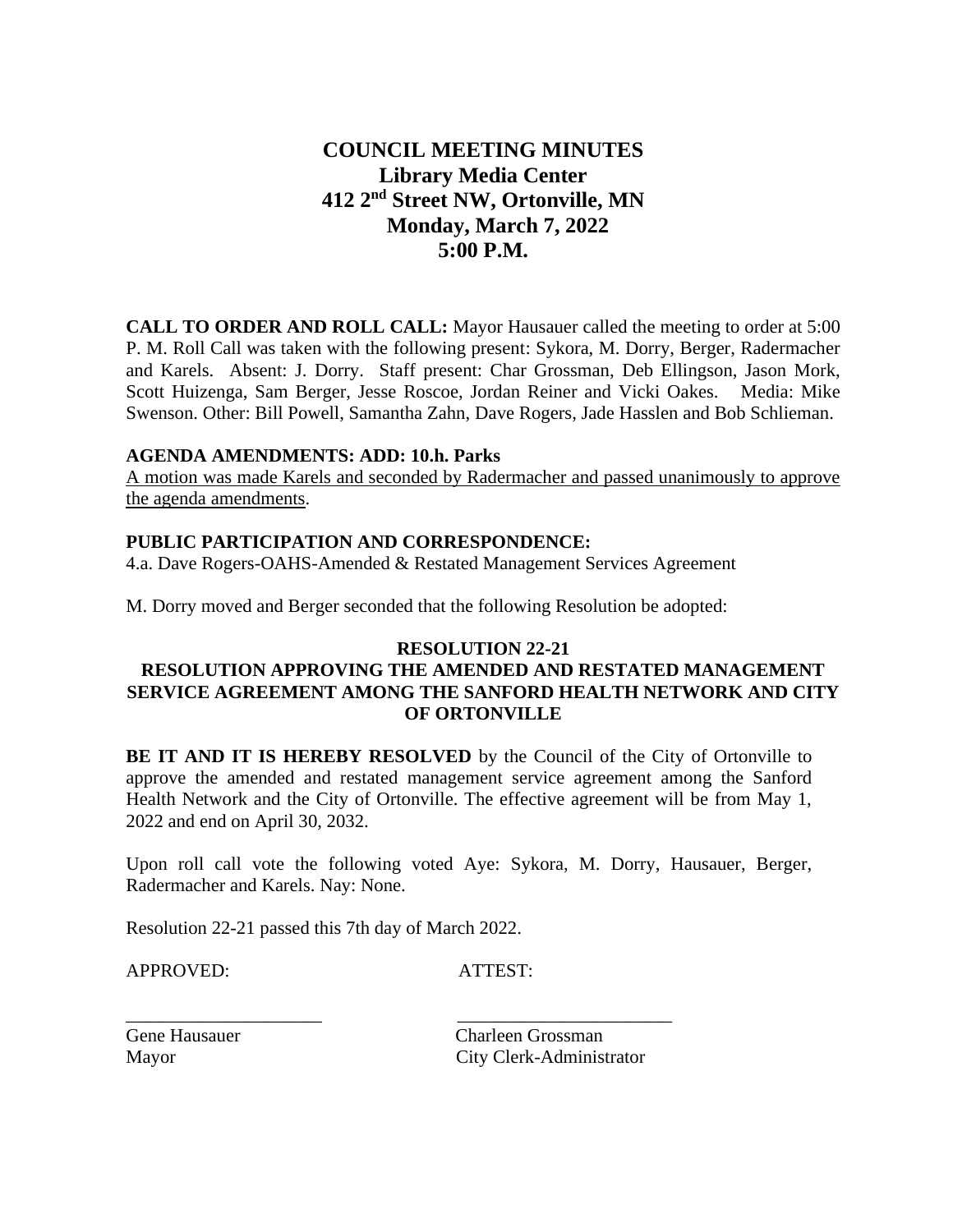# COUNCIL MEETING MINUTES
## Library Media Center
## 412 2nd Street NW, Ortonville, MN
## Monday, March 7, 2022
## 5:00 P.M.

**CALL TO ORDER AND ROLL CALL:** Mayor Hausauer called the meeting to order at 5:00 P. M. Roll Call was taken with the following present: Sykora, M. Dorry, Berger, Radermacher and Karels. Absent: J. Dorry. Staff present: Char Grossman, Deb Ellingson, Jason Mork, Scott Huizenga, Sam Berger, Jesse Roscoe, Jordan Reiner and Vicki Oakes. Media: Mike Swenson. Other: Bill Powell, Samantha Zahn, Dave Rogers, Jade Hasslen and Bob Schlieman.

**AGENDA AMENDMENTS: ADD: 10.h. Parks**

<u>A motion was made Karels and seconded by Radermacher and passed unanimously to approve the agenda amendments</u>.

**PUBLIC PARTICIPATION AND CORRESPONDENCE:**

4.a. Dave Rogers-OAHS-Amended & Restated Management Services Agreement

M. Dorry moved and Berger seconded that the following Resolution be adopted:

**RESOLUTION 22-21**

**RESOLUTION APPROVING THE AMENDED AND RESTATED MANAGEMENT SERVICE AGREEMENT AMONG THE SANFORD HEALTH NETWORK AND CITY OF ORTONVILLE**

**BE IT AND IT IS HEREBY RESOLVED** by the Council of the City of Ortonville to approve the amended and restated management service agreement among the Sanford Health Network and the City of Ortonville. The effective agreement will be from May 1, 2022 and end on April 30, 2032.

Upon roll call vote the following voted Aye: Sykora, M. Dorry, Hausauer, Berger, Radermacher and Karels. Nay: None.

Resolution 22-21 passed this 7th day of March 2022.

APPROVED: ATTEST:

\_\_\_\_\_\_\_\_\_\_\_\_\_\_\_\_\_\_\_\_\_ \_\_\_\_\_\_\_\_\_\_\_\_\_\_\_\_\_\_\_\_\_\_\_

Gene Hausauer Charleen Grossman
Mayor City Clerk-Administrator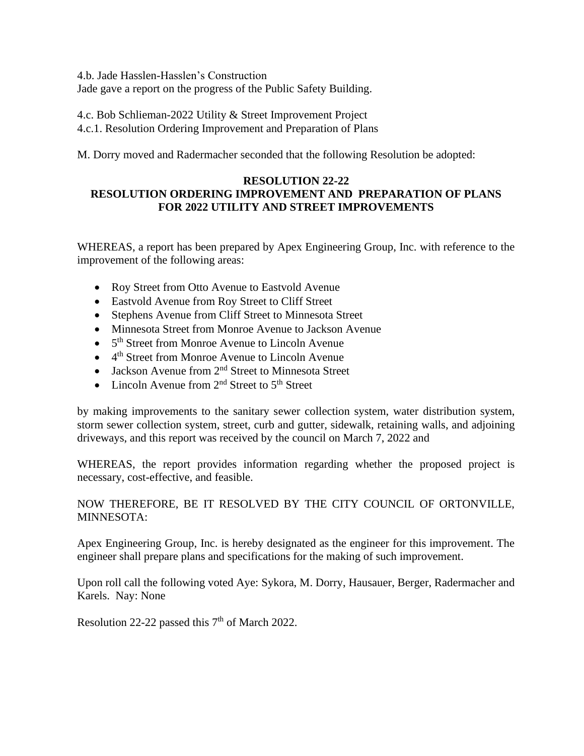4.b. Jade Hasslen-Hasslen's Construction
Jade gave a report on the progress of the Public Safety Building.

4.c. Bob Schlieman-2022 Utility & Street Improvement Project
4.c.1. Resolution Ordering Improvement and Preparation of Plans

M. Dorry moved and Radermacher seconded that the following Resolution be adopted:

**RESOLUTION 22-22**
**RESOLUTION ORDERING IMPROVEMENT AND PREPARATION OF PLANS FOR 2022 UTILITY AND STREET IMPROVEMENTS**

WHEREAS, a report has been prepared by Apex Engineering Group, Inc. with reference to the improvement of the following areas:

- Roy Street from Otto Avenue to Eastvold Avenue
- Eastvold Avenue from Roy Street to Cliff Street
- Stephens Avenue from Cliff Street to Minnesota Street
- Minnesota Street from Monroe Avenue to Jackson Avenue
- 5th Street from Monroe Avenue to Lincoln Avenue
- 4th Street from Monroe Avenue to Lincoln Avenue
- Jackson Avenue from 2nd Street to Minnesota Street
- Lincoln Avenue from 2nd Street to 5th Street

by making improvements to the sanitary sewer collection system, water distribution system, storm sewer collection system, street, curb and gutter, sidewalk, retaining walls, and adjoining driveways, and this report was received by the council on March 7, 2022 and

WHEREAS, the report provides information regarding whether the proposed project is necessary, cost-effective, and feasible.

NOW THEREFORE, BE IT RESOLVED BY THE CITY COUNCIL OF ORTONVILLE, MINNESOTA:

Apex Engineering Group, Inc. is hereby designated as the engineer for this improvement. The engineer shall prepare plans and specifications for the making of such improvement.

Upon roll call the following voted Aye: Sykora, M. Dorry, Hausauer, Berger, Radermacher and Karels. Nay: None

Resolution 22-22 passed this 7th of March 2022.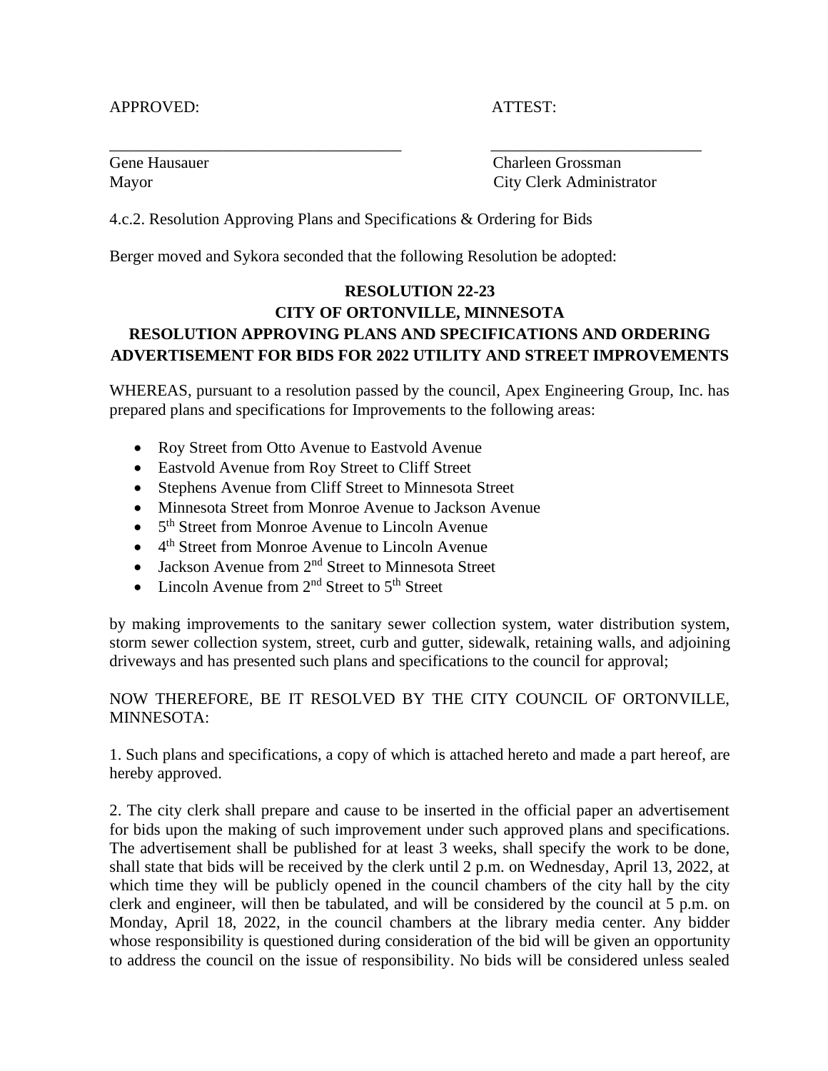APPROVED: ATTEST:

\_\_\_\_\_\_\_\_\_\_\_\_\_\_\_\_\_\_\_\_\_\_\_\_\_\_\_\_\_\_\_\_\_\_\_\_ \_\_\_\_\_\_\_\_\_\_\_\_\_\_\_\_\_\_\_\_\_\_\_\_\_\_

Gene Hausauer Charleen Grossman
Mayor City Clerk Administrator

4.c.2. Resolution Approving Plans and Specifications & Ordering for Bids

Berger moved and Sykora seconded that the following Resolution be adopted:

**RESOLUTION 22-23**
**CITY OF ORTONVILLE, MINNESOTA**
**RESOLUTION APPROVING PLANS AND SPECIFICATIONS AND ORDERING ADVERTISEMENT FOR BIDS FOR 2022 UTILITY AND STREET IMPROVEMENTS**

WHEREAS, pursuant to a resolution passed by the council, Apex Engineering Group, Inc. has prepared plans and specifications for Improvements to the following areas:

- Roy Street from Otto Avenue to Eastvold Avenue
- Eastvold Avenue from Roy Street to Cliff Street
- Stephens Avenue from Cliff Street to Minnesota Street
- Minnesota Street from Monroe Avenue to Jackson Avenue
- 5th Street from Monroe Avenue to Lincoln Avenue
- 4th Street from Monroe Avenue to Lincoln Avenue
- Jackson Avenue from 2nd Street to Minnesota Street
- Lincoln Avenue from 2nd Street to 5th Street

by making improvements to the sanitary sewer collection system, water distribution system, storm sewer collection system, street, curb and gutter, sidewalk, retaining walls, and adjoining driveways and has presented such plans and specifications to the council for approval;

NOW THEREFORE, BE IT RESOLVED BY THE CITY COUNCIL OF ORTONVILLE, MINNESOTA:

1. Such plans and specifications, a copy of which is attached hereto and made a part hereof, are hereby approved.

2. The city clerk shall prepare and cause to be inserted in the official paper an advertisement for bids upon the making of such improvement under such approved plans and specifications. The advertisement shall be published for at least 3 weeks, shall specify the work to be done, shall state that bids will be received by the clerk until 2 p.m. on Wednesday, April 13, 2022, at which time they will be publicly opened in the council chambers of the city hall by the city clerk and engineer, will then be tabulated, and will be considered by the council at 5 p.m. on Monday, April 18, 2022, in the council chambers at the library media center. Any bidder whose responsibility is questioned during consideration of the bid will be given an opportunity to address the council on the issue of responsibility. No bids will be considered unless sealed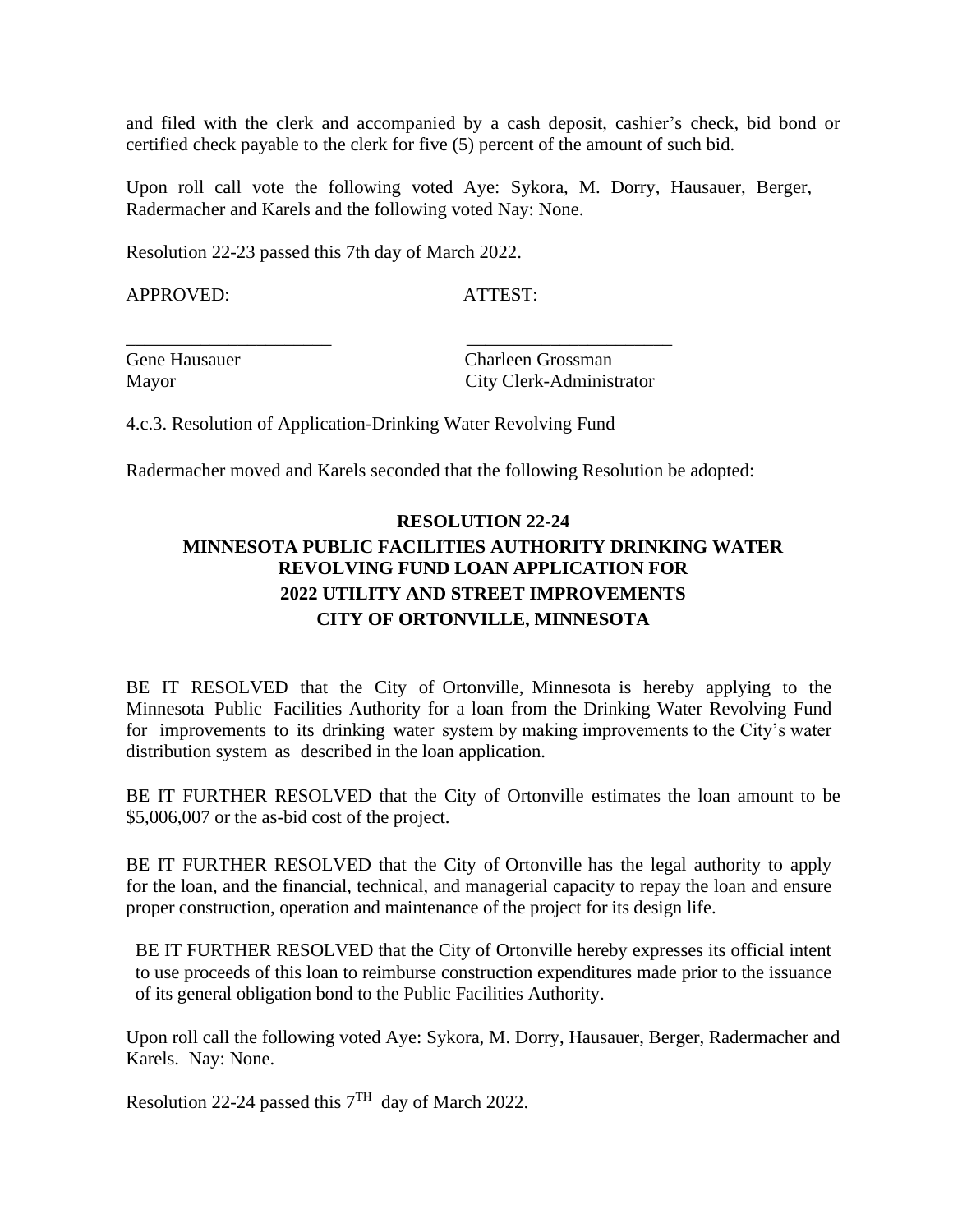and filed with the clerk and accompanied by a cash deposit, cashier's check, bid bond or certified check payable to the clerk for five (5) percent of the amount of such bid.

Upon roll call vote the following voted Aye: Sykora, M. Dorry, Hausauer, Berger, Radermacher and Karels and the following voted Nay: None.

Resolution 22-23 passed this 7th day of March 2022.

APPROVED: ATTEST:

______________________ ______________________

Gene Hausauer Charleen Grossman
Mayor City Clerk-Administrator

4.c.3. Resolution of Application-Drinking Water Revolving Fund

Radermacher moved and Karels seconded that the following Resolution be adopted:

**RESOLUTION 22-24**
**MINNESOTA PUBLIC FACILITIES AUTHORITY DRINKING WATER REVOLVING FUND LOAN APPLICATION FOR 2022 UTILITY AND STREET IMPROVEMENTS CITY OF ORTONVILLE, MINNESOTA**

BE IT RESOLVED that the City of Ortonville, Minnesota is hereby applying to the Minnesota Public Facilities Authority for a loan from the Drinking Water Revolving Fund for improvements to its drinking water system by making improvements to the City's water distribution system as described in the loan application.

BE IT FURTHER RESOLVED that the City of Ortonville estimates the loan amount to be $5,006,007 or the as-bid cost of the project.

BE IT FURTHER RESOLVED that the City of Ortonville has the legal authority to apply for the loan, and the financial, technical, and managerial capacity to repay the loan and ensure proper construction, operation and maintenance of the project for its design life.

BE IT FURTHER RESOLVED that the City of Ortonville hereby expresses its official intent to use proceeds of this loan to reimburse construction expenditures made prior to the issuance of its general obligation bond to the Public Facilities Authority.

Upon roll call the following voted Aye: Sykora, M. Dorry, Hausauer, Berger, Radermacher and Karels. Nay: None.

Resolution 22-24 passed this 7TH day of March 2022.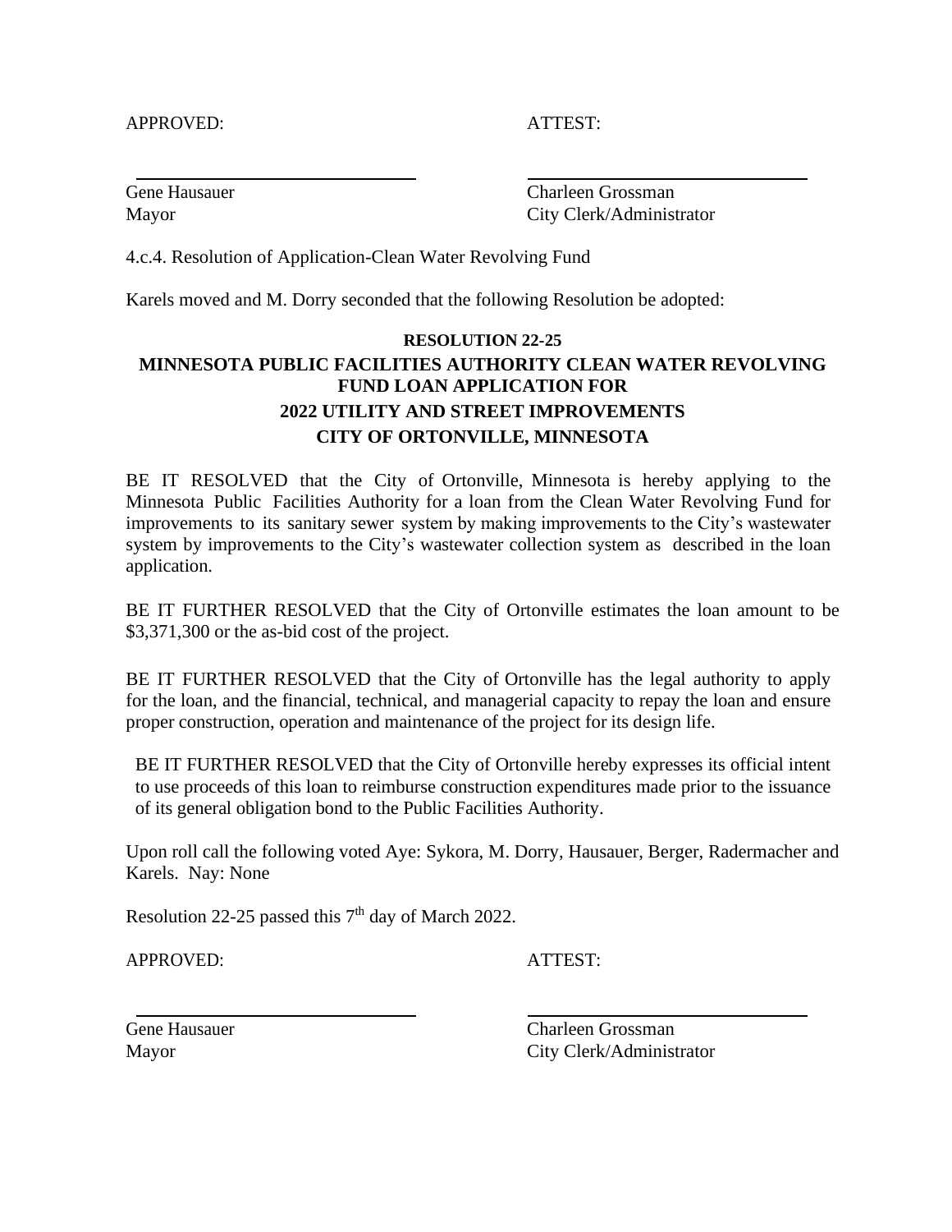APPROVED: ATTEST:

Gene Hausauer
Mayor

Charleen Grossman
City Clerk/Administrator

4.c.4. Resolution of Application-Clean Water Revolving Fund

Karels moved and M. Dorry seconded that the following Resolution be adopted:

**RESOLUTION 22-25**
**MINNESOTA PUBLIC FACILITIES AUTHORITY CLEAN WATER REVOLVING FUND LOAN APPLICATION FOR**
**2022 UTILITY AND STREET IMPROVEMENTS**
**CITY OF ORTONVILLE, MINNESOTA**

BE IT RESOLVED that the City of Ortonville, Minnesota is hereby applying to the Minnesota Public Facilities Authority for a loan from the Clean Water Revolving Fund for improvements to its sanitary sewer system by making improvements to the City's wastewater system by improvements to the City's wastewater collection system as described in the loan application.

BE IT FURTHER RESOLVED that the City of Ortonville estimates the loan amount to be $3,371,300 or the as-bid cost of the project.

BE IT FURTHER RESOLVED that the City of Ortonville has the legal authority to apply for the loan, and the financial, technical, and managerial capacity to repay the loan and ensure proper construction, operation and maintenance of the project for its design life.

BE IT FURTHER RESOLVED that the City of Ortonville hereby expresses its official intent to use proceeds of this loan to reimburse construction expenditures made prior to the issuance of its general obligation bond to the Public Facilities Authority.

Upon roll call the following voted Aye: Sykora, M. Dorry, Hausauer, Berger, Radermacher and Karels. Nay: None

Resolution 22-25 passed this 7th day of March 2022.

APPROVED: ATTEST:

Gene Hausauer
Mayor

Charleen Grossman
City Clerk/Administrator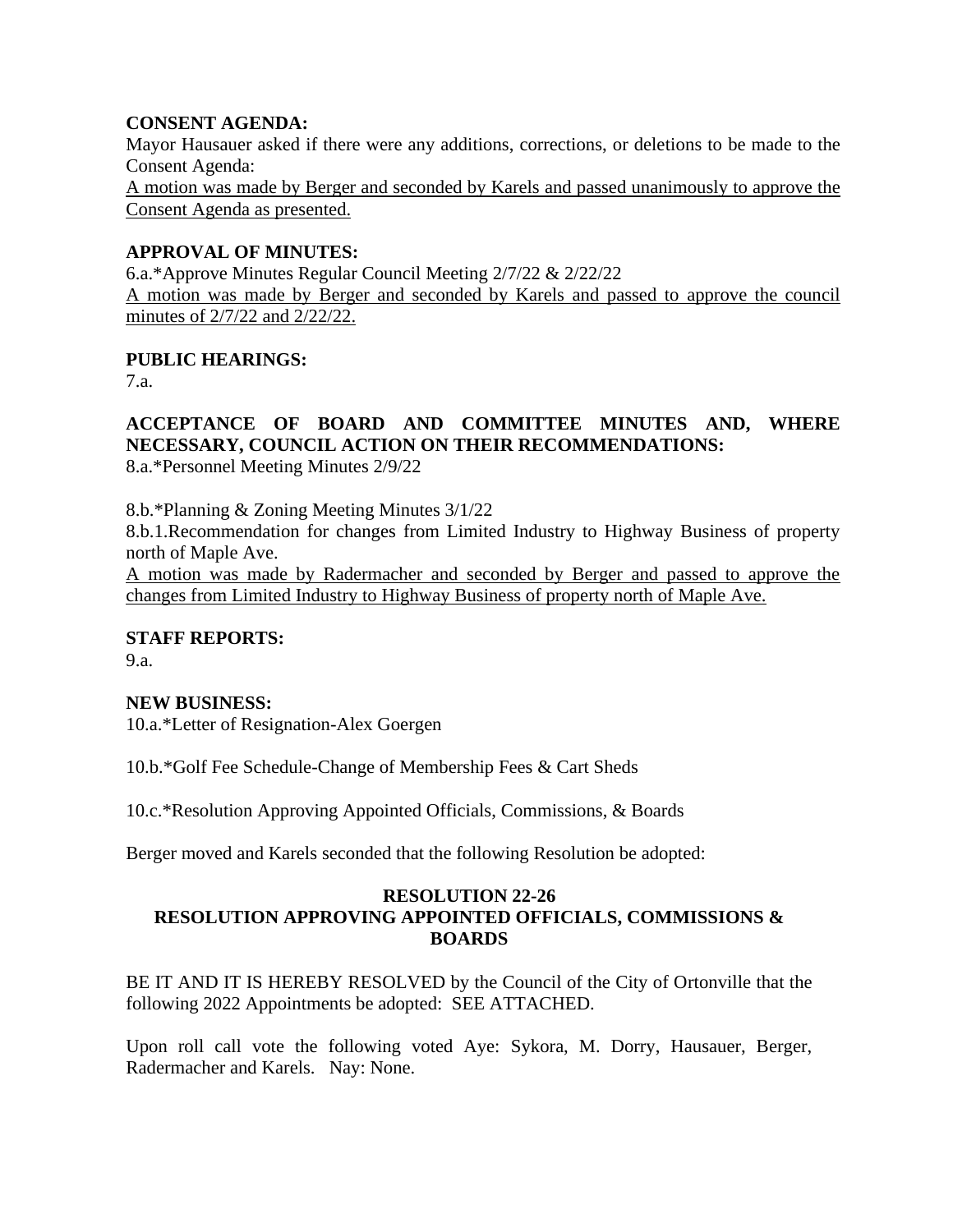**CONSENT AGENDA:**

Mayor Hausauer asked if there were any additions, corrections, or deletions to be made to the Consent Agenda:

<u>A motion was made by Berger and seconded by Karels and passed unanimously to approve the Consent Agenda as presented.</u>

**APPROVAL OF MINUTES:**

6.a.*Approve Minutes Regular Council Meeting 2/7/22 & 2/22/22

<u>A motion was made by Berger and seconded by Karels and passed to approve the council minutes of 2/7/22 and 2/22/22.</u>

**PUBLIC HEARINGS:**

7.a.

**ACCEPTANCE OF BOARD AND COMMITTEE MINUTES AND, WHERE NECESSARY, COUNCIL ACTION ON THEIR RECOMMENDATIONS:**

8.a.*Personnel Meeting Minutes 2/9/22

8.b.*Planning & Zoning Meeting Minutes 3/1/22

8.b.1.Recommendation for changes from Limited Industry to Highway Business of property north of Maple Ave.

<u>A motion was made by Radermacher and seconded by Berger and passed to approve the changes from Limited Industry to Highway Business of property north of Maple Ave.</u>

**STAFF REPORTS:**

9.a.

**NEW BUSINESS:**

10.a.*Letter of Resignation-Alex Goergen

10.b.*Golf Fee Schedule-Change of Membership Fees & Cart Sheds

10.c.*Resolution Approving Appointed Officials, Commissions, & Boards

Berger moved and Karels seconded that the following Resolution be adopted:

**RESOLUTION 22-26**
**RESOLUTION APPROVING APPOINTED OFFICIALS, COMMISSIONS & BOARDS**

BE IT AND IT IS HEREBY RESOLVED by the Council of the City of Ortonville that the following 2022 Appointments be adopted: SEE ATTACHED.

Upon roll call vote the following voted Aye: Sykora, M. Dorry, Hausauer, Berger, Radermacher and Karels. Nay: None.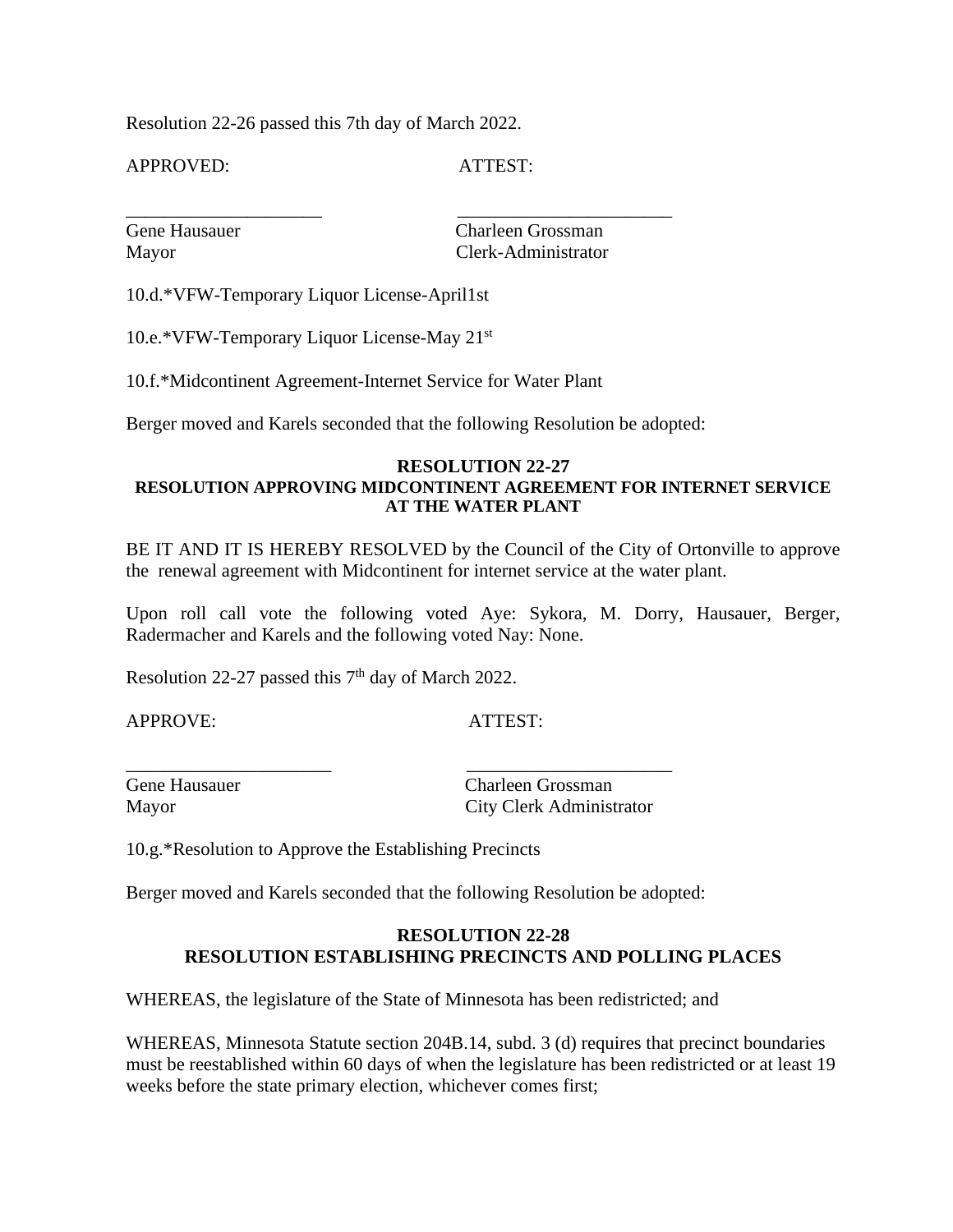Resolution 22-26 passed this 7th day of March 2022.

APPROVED: ATTEST:

_____________________ _______________________

Gene Hausauer Charleen Grossman
Mayor Clerk-Administrator

10.d.*VFW-Temporary Liquor License-April1st

10.e.*VFW-Temporary Liquor License-May 21st

10.f.*Midcontinent Agreement-Internet Service for Water Plant

Berger moved and Karels seconded that the following Resolution be adopted:

**RESOLUTION 22-27**
**RESOLUTION APPROVING MIDCONTINENT AGREEMENT FOR INTERNET SERVICE AT THE WATER PLANT**

BE IT AND IT IS HEREBY RESOLVED by the Council of the City of Ortonville to approve the renewal agreement with Midcontinent for internet service at the water plant.

Upon roll call vote the following voted Aye: Sykora, M. Dorry, Hausauer, Berger, Radermacher and Karels and the following voted Nay: None.

Resolution 22-27 passed this 7th day of March 2022.

APPROVE: ATTEST:

______________________ ______________________

Gene Hausauer Charleen Grossman
Mayor City Clerk Administrator

10.g.*Resolution to Approve the Establishing Precincts

Berger moved and Karels seconded that the following Resolution be adopted:

**RESOLUTION 22-28**
**RESOLUTION ESTABLISHING PRECINCTS AND POLLING PLACES**

WHEREAS, the legislature of the State of Minnesota has been redistricted; and

WHEREAS, Minnesota Statute section 204B.14, subd. 3 (d) requires that precinct boundaries must be reestablished within 60 days of when the legislature has been redistricted or at least 19 weeks before the state primary election, whichever comes first;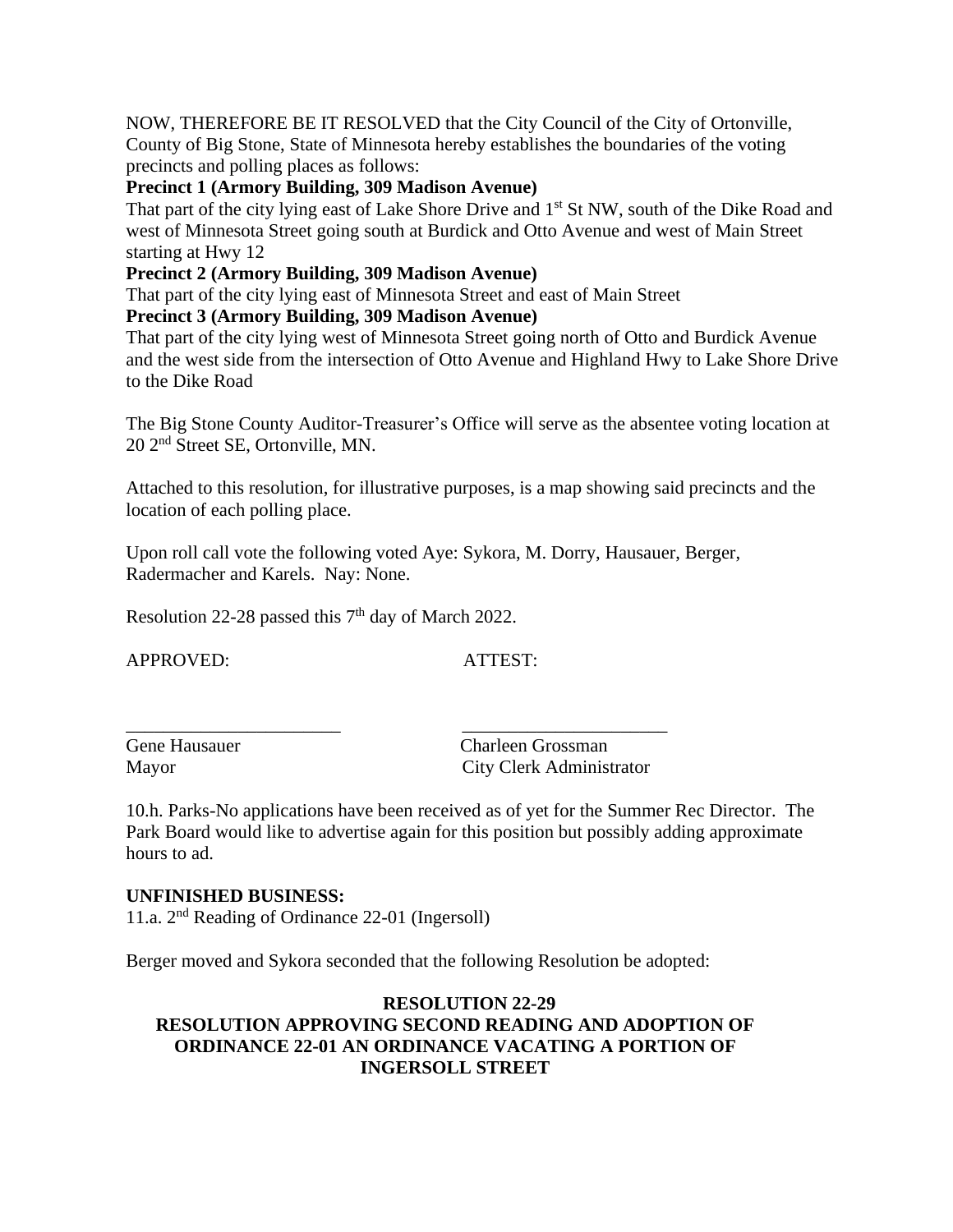NOW, THEREFORE BE IT RESOLVED that the City Council of the City of Ortonville, County of Big Stone, State of Minnesota hereby establishes the boundaries of the voting precincts and polling places as follows:

**Precinct 1 (Armory Building, 309 Madison Avenue)**

That part of the city lying east of Lake Shore Drive and 1st St NW, south of the Dike Road and west of Minnesota Street going south at Burdick and Otto Avenue and west of Main Street starting at Hwy 12

**Precinct 2 (Armory Building, 309 Madison Avenue)**

That part of the city lying east of Minnesota Street and east of Main Street

**Precinct 3 (Armory Building, 309 Madison Avenue)**

That part of the city lying west of Minnesota Street going north of Otto and Burdick Avenue and the west side from the intersection of Otto Avenue and Highland Hwy to Lake Shore Drive to the Dike Road

The Big Stone County Auditor-Treasurer's Office will serve as the absentee voting location at 20 2nd Street SE, Ortonville, MN.

Attached to this resolution, for illustrative purposes, is a map showing said precincts and the location of each polling place.

Upon roll call vote the following voted Aye: Sykora, M. Dorry, Hausauer, Berger, Radermacher and Karels. Nay: None.

Resolution 22-28 passed this 7th day of March 2022.

APPROVED: ATTEST:

\_\_\_\_\_\_\_\_\_\_\_\_\_\_\_\_\_\_\_\_\_\_\_ \_\_\_\_\_\_\_\_\_\_\_\_\_\_\_\_\_\_\_\_\_\_\_

Gene Hausauer Charleen Grossman
Mayor City Clerk Administrator

10.h. Parks-No applications have been received as of yet for the Summer Rec Director. The Park Board would like to advertise again for this position but possibly adding approximate hours to ad.

**UNFINISHED BUSINESS:**

11.a. 2nd Reading of Ordinance 22-01 (Ingersoll)

Berger moved and Sykora seconded that the following Resolution be adopted:

**RESOLUTION 22-29**
**RESOLUTION APPROVING SECOND READING AND ADOPTION OF ORDINANCE 22-01 AN ORDINANCE VACATING A PORTION OF INGERSOLL STREET**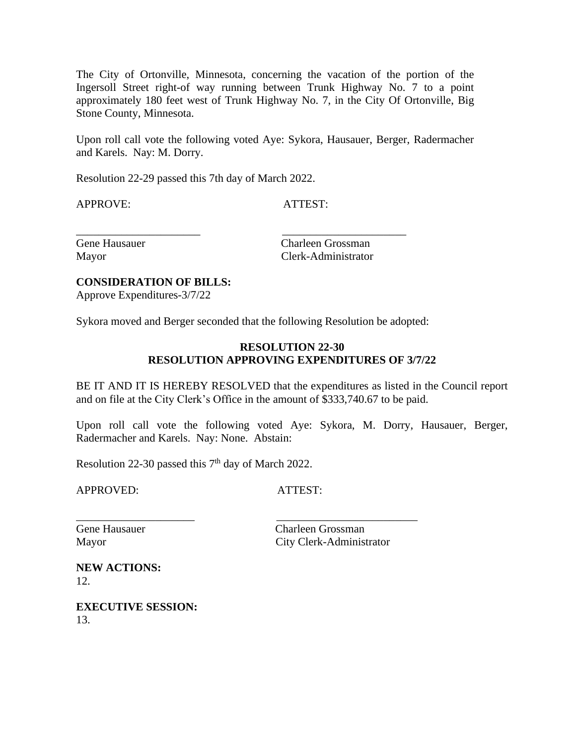The City of Ortonville, Minnesota, concerning the vacation of the portion of the Ingersoll Street right-of way running between Trunk Highway No. 7 to a point approximately 180 feet west of Trunk Highway No. 7, in the City Of Ortonville, Big Stone County, Minnesota.

Upon roll call vote the following voted Aye: Sykora, Hausauer, Berger, Radermacher and Karels. Nay: M. Dorry.

Resolution 22-29 passed this 7th day of March 2022.

APPROVE: ATTEST:

\_\_\_\_\_\_\_\_\_\_\_\_\_\_\_\_\_\_\_\_\_\_ \_\_\_\_\_\_\_\_\_\_\_\_\_\_\_\_\_\_\_\_\_\_

Gene Hausauer Charleen Grossman
Mayor Clerk-Administrator

**CONSIDERATION OF BILLS:**
Approve Expenditures-3/7/22

Sykora moved and Berger seconded that the following Resolution be adopted:

**RESOLUTION 22-30**
**RESOLUTION APPROVING EXPENDITURES OF 3/7/22**

BE IT AND IT IS HEREBY RESOLVED that the expenditures as listed in the Council report and on file at the City Clerk's Office in the amount of $333,740.67 to be paid.

Upon roll call vote the following voted Aye: Sykora, M. Dorry, Hausauer, Berger, Radermacher and Karels. Nay: None. Abstain:

Resolution 22-30 passed this 7th day of March 2022.

APPROVED: ATTEST:

\_\_\_\_\_\_\_\_\_\_\_\_\_\_\_\_\_\_\_\_\_ \_\_\_\_\_\_\_\_\_\_\_\_\_\_\_\_\_\_\_\_\_\_\_\_\_

Gene Hausauer Charleen Grossman
Mayor City Clerk-Administrator

**NEW ACTIONS:**
12.

**EXECUTIVE SESSION:**
13.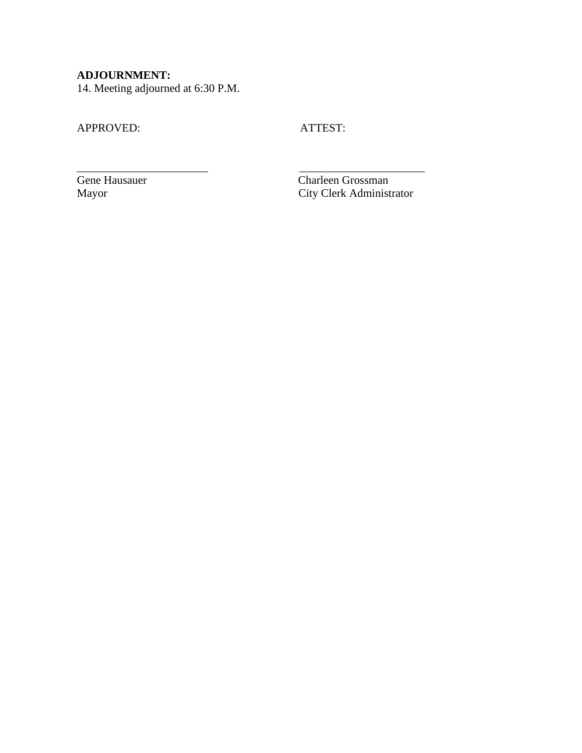**ADJOURNMENT:**
14. Meeting adjourned at 6:30 P.M.

| | |
|---|---|
| APPROVED: | ATTEST: |
| _______________________ | _______________________ |
| Gene Hausauer | Charleen Grossman |
| Mayor | City Clerk Administrator |